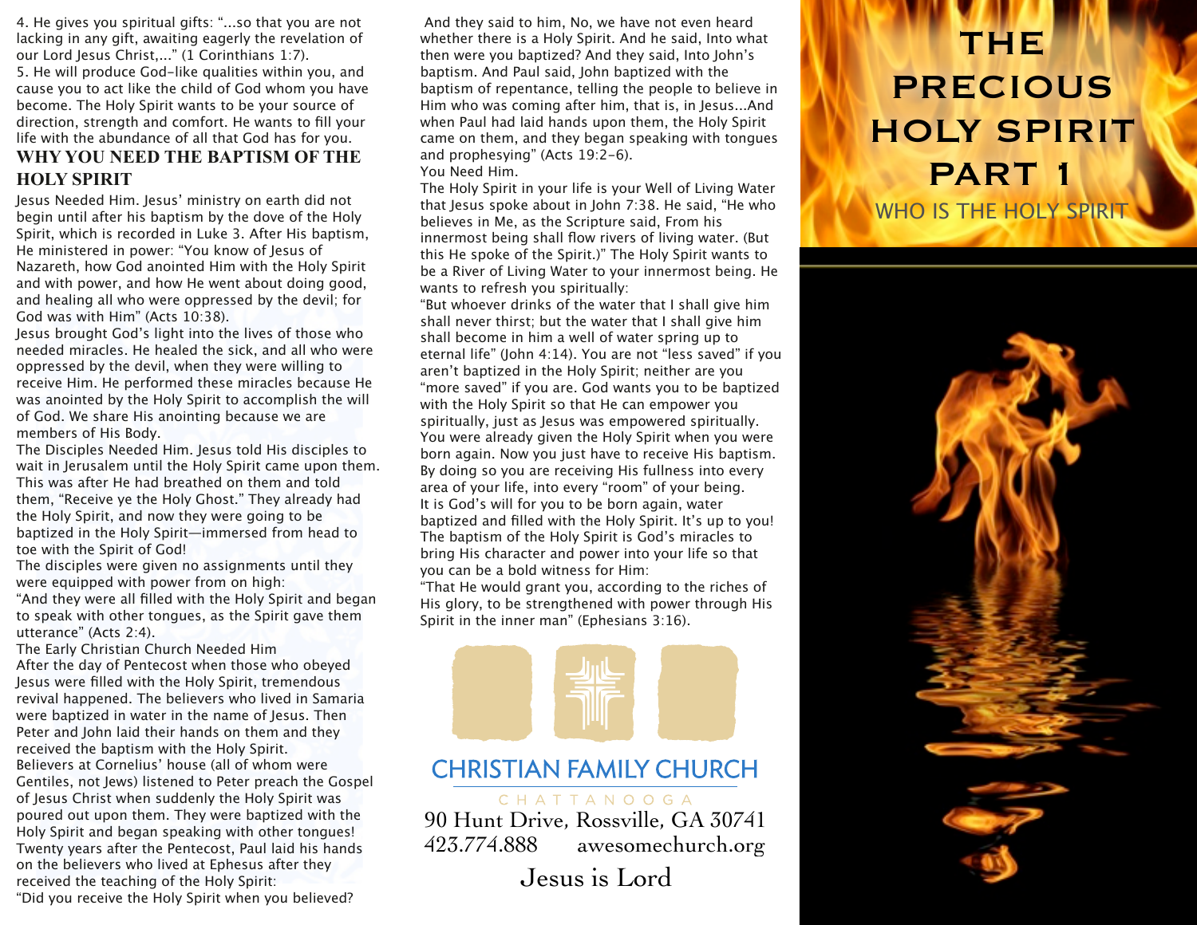4. He gives you spiritual gifts: "...so that you are not lacking in any gift, awaiting eagerly the revelation of our Lord Jesus Christ,..." (1 Corinthians 1:7).

5. He will produce God-like qualities within you, and cause you to act like the child of God whom you have become. The Holy Spirit wants to be your source of direction, strength and comfort. He wants to fill your life with the abundance of all that God has for you.

## WHY YOU NEED THE BAPTISM OF THE HOLY SPIRIT

Jesus Needed Him. Jesus' ministry on earth did not begin until after his baptism by the dove of the Holy Spirit, which is recorded in Luke 3. After His baptism, He ministered in power: "You know of Jesus of Nazareth, how God anointed Him with the Holy Spirit and with power, and how He went about doing good, and healing all who were oppressed by the devil; for God was with Him" (Acts 10:38).

Jesus brought God's light into the lives of those who needed miracles. He healed the sick, and all who were oppressed by the devil, when they were willing to receive Him. He performed these miracles because He was anointed by the Holy Spirit to accomplish the will of God. We share His anointing because we are members of His Body.

The Disciples Needed Him. Jesus told His disciples to wait in Jerusalem until the Holy Spirit came upon them. This was after He had breathed on them and told them, "Receive ye the Holy Ghost." They already had the Holy Spirit, and now they were going to be baptized in the Holy Spirit—immersed from head to toe with the Spirit of God!

The disciples were given no assignments until they were equipped with power from on high:

"And they were all filled with the Holy Spirit and began to speak with other tongues, as the Spirit gave them utterance" (Acts 2:4).

The Early Christian Church Needed Him

After the day of Pentecost when those who obeyed Jesus were filled with the Holy Spirit, tremendous revival happened. The believers who lived in Samaria were baptized in water in the name of Jesus. Then Peter and John laid their hands on them and they received the baptism with the Holy Spirit.

Believers at Cornelius' house (all of whom were Gentiles, not Jews) listened to Peter preach the Gospel of Jesus Christ when suddenly the Holy Spirit was poured out upon them. They were baptized with the Holy Spirit and began speaking with other tongues!

Twenty years after the Pentecost, Paul laid his hands on the believers who lived at Ephesus after they received the teaching of the Holy Spirit:

"Did you receive the Holy Spirit when you believed? And they said to him, No, we have not even heard whether there is a Holy Spirit. And he said, Into what then were you baptized? And they said, Into John's baptism. And Paul said, John baptized with the baptism of repentance, telling the people to believe in Him who was coming after him, that is, in Jesus...And when Paul had laid hands upon them, the Holy Spirit came on them, and they began speaking with tongues and prophesying" (Acts 19:2-6).

You Need Him.

The Holy Spirit in your life is your Well of Living Water that Jesus spoke about in John 7:38. He said, "He who believes in Me, as the Scripture said, From his innermost being shall flow rivers of living water. (But this He spoke of the Spirit.)" The Holy Spirit wants to be a River of Living Water to your innermost being. He wants to refresh you spiritually:

"But whoever drinks of the water that I shall give him shall never thirst; but the water that I shall give him shall become in him a well of water spring up to eternal life" (John 4:14). You are not "less saved" if you aren't baptized in the Holy Spirit; neither are you "more saved" if you are. God wants you to be baptized with the Holy Spirit so that He can empower you spiritually, just as Jesus was empowered spiritually.

You were already given the Holy Spirit when you were born again. Now you just have to receive His baptism. By doing so you are receiving His fullness into every area of your life, into every "room" of your being.

It is God's will for you to be born again, water baptized and filled with the Holy Spirit. It's up to you!

The baptism of the Holy Spirit is God's miracles to bring His character and power into your life so that you can be a bold witness for Him:

"That He would grant you, according to the riches of His glory, to be strengthened with power through His Spirit in the inner man" (Ephesians 3:16).

CHRISTIAN FAMILY CHURCH

CHATTANOOGA

90 Hunt Drive, Rossville, GA 30741

423.774.888 awesomechurch.org

Jesus is Lord

# THE PRECIOUS HOLY SPIRIT PART 1

## WHO IS THE HOLY SPIRIT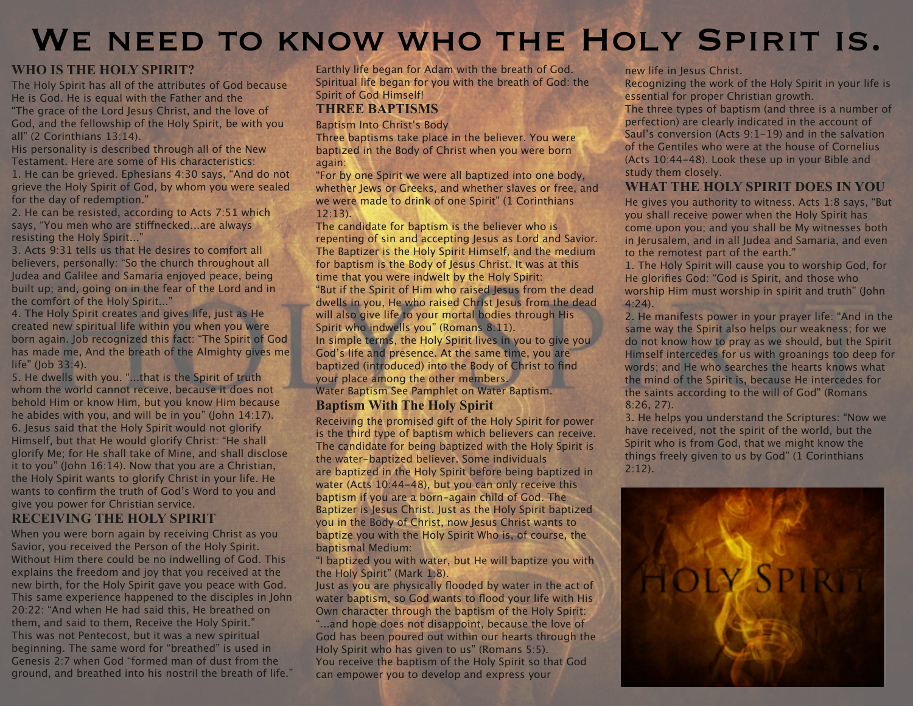# We need to know who the Holy Spirit is.

## WHO IS THE HOLY SPIRIT?

The Holy Spirit has all of the attributes of God because He is God. He is equal with the Father and the "The grace of the Lord Jesus Christ, and the love of God, and the fellowship of the Holy Spirit, be with you all" (2 Corinthians 13:14).

His personality is described through all of the New Testament. Here are some of His characteristics:

1. He can be grieved. Ephesians 4:30 says, "And do not grieve the Holy Spirit of God, by whom you were sealed for the day of redemption."
2. He can be resisted, according to Acts 7:51 which says, "You men who are stiffnecked...are always resisting the Holy Spirit..."
3. Acts 9:31 tells us that He desires to comfort all believers, personally: "So the church throughout all Judea and Galilee and Samaria enjoyed peace, being built up; and, going on in the fear of the Lord and in the comfort of the Holy Spirit..."
4. The Holy Spirit creates and gives life, just as He created new spiritual life within you when you were born again. Job recognized this fact: "The Spirit of God has made me, And the breath of the Almighty gives me life" (Job 33:4).
5. He dwells with you. "...that is the Spirit of truth whom the world cannot receive, because it does not behold Him or know Him, but you know Him because he abides with you, and will be in you" (John 14:17).
6. Jesus said that the Holy Spirit would not glorify Himself, but that He would glorify Christ: "He shall glorify Me; for He shall take of Mine, and shall disclose it to you" (John 16:14). Now that you are a Christian, the Holy Spirit wants to glorify Christ in your life. He wants to confirm the truth of God's Word to you and give you power for Christian service.

## RECEIVING THE HOLY SPIRIT

When you were born again by receiving Christ as you Savior, you received the Person of the Holy Spirit. Without Him there could be no indwelling of God. This explains the freedom and joy that you received at the new birth, for the Holy Spirit gave you peace with God. This same experience happened to the disciples in John 20:22: "And when He had said this, He breathed on them, and said to them, Receive the Holy Spirit." This was not Pentecost, but it was a new spiritual beginning. The same word for "breathed" is used in Genesis 2:7 when God "formed man of dust from the ground, and breathed into his nostril the breath of life." Earthly life began for Adam with the breath of God. Spiritual life began for you with the breath of God: the Spirit of God Himself!

## THREE BAPTISMS

Baptism Into Christ's Body

Three baptisms take place in the believer. You were baptized in the Body of Christ when you were born again:

"For by one Spirit we were all baptized into one body, whether Jews or Greeks, and whether slaves or free, and we were made to drink of one Spirit" (1 Corinthians 12:13).

The candidate for baptism is the believer who is repenting of sin and accepting Jesus as Lord and Savior. The Baptizer is the Holy Spirit Himself, and the medium for baptism is the Body of Jesus Christ. It was at this time that you were indwelt by the Holy Spirit:

"But if the Spirit of Him who raised Jesus from the dead dwells in you, He who raised Christ Jesus from the dead will also give life to your mortal bodies through His Spirit who indwells you" (Romans 8:11).

In simple terms, the Holy Spirit lives in you to give you God's life and presence. At the same time, you are baptized (introduced) into the Body of Christ to find your place among the other members.

Water Baptism See Pamphlet on Water Baptism.

## Baptism With The Holy Spirit

Receiving the promised gift of the Holy Spirit for power is the third type of baptism which believers can receive. The candidate for being baptized with the Holy Spirit is the water-baptized believer. Some individuals are baptized in the Holy Spirit before being baptized in water (Acts 10:44-48), but you can only receive this baptism if you are a born-again child of God. The Baptizer is Jesus Christ. Just as the Holy Spirit baptized you in the Body of Christ, now Jesus Christ wants to baptize you with the Holy Spirit Who is, of course, the baptismal Medium:

"I baptized you with water, but He will baptize you with the Holy Spirit" (Mark 1:8).

Just as you are physically flooded by water in the act of water baptism, so God wants to flood your life with His Own character through the baptism of the Holy Spirit:

"...and hope does not disappoint, because the love of God has been poured out within our hearts through the Holy Spirit who has given to us" (Romans 5:5).

You receive the baptism of the Holy Spirit so that God can empower you to develop and express your new life in Jesus Christ.

Recognizing the work of the Holy Spirit in your life is essential for proper Christian growth.

The three types of baptism (and three is a number of perfection) are clearly indicated in the account of Saul's conversion (Acts 9:1-19) and in the salvation of the Gentiles who were at the house of Cornelius (Acts 10:44-48). Look these up in your Bible and study them closely.

## WHAT THE HOLY SPIRIT DOES IN YOU

He gives you authority to witness. Acts 1:8 says, "But you shall receive power when the Holy Spirit has come upon you; and you shall be My witnesses both in Jerusalem, and in all Judea and Samaria, and even to the remotest part of the earth."

1. The Holy Spirit will cause you to worship God, for He glorifies God: "God is Spirit, and those who worship Him must worship in spirit and truth" (John 4:24).
2. He manifests power in your prayer life: "And in the same way the Spirit also helps our weakness; for we do not know how to pray as we should, but the Spirit Himself intercedes for us with groanings too deep for words; and He who searches the hearts knows what the mind of the Spirit is, because He intercedes for the saints according to the will of God" (Romans 8:26, 27).
3. He helps you understand the Scriptures: "Now we have received, not the spirit of the world, but the Spirit who is from God, that we might know the things freely given to us by God" (1 Corinthians 2:12).